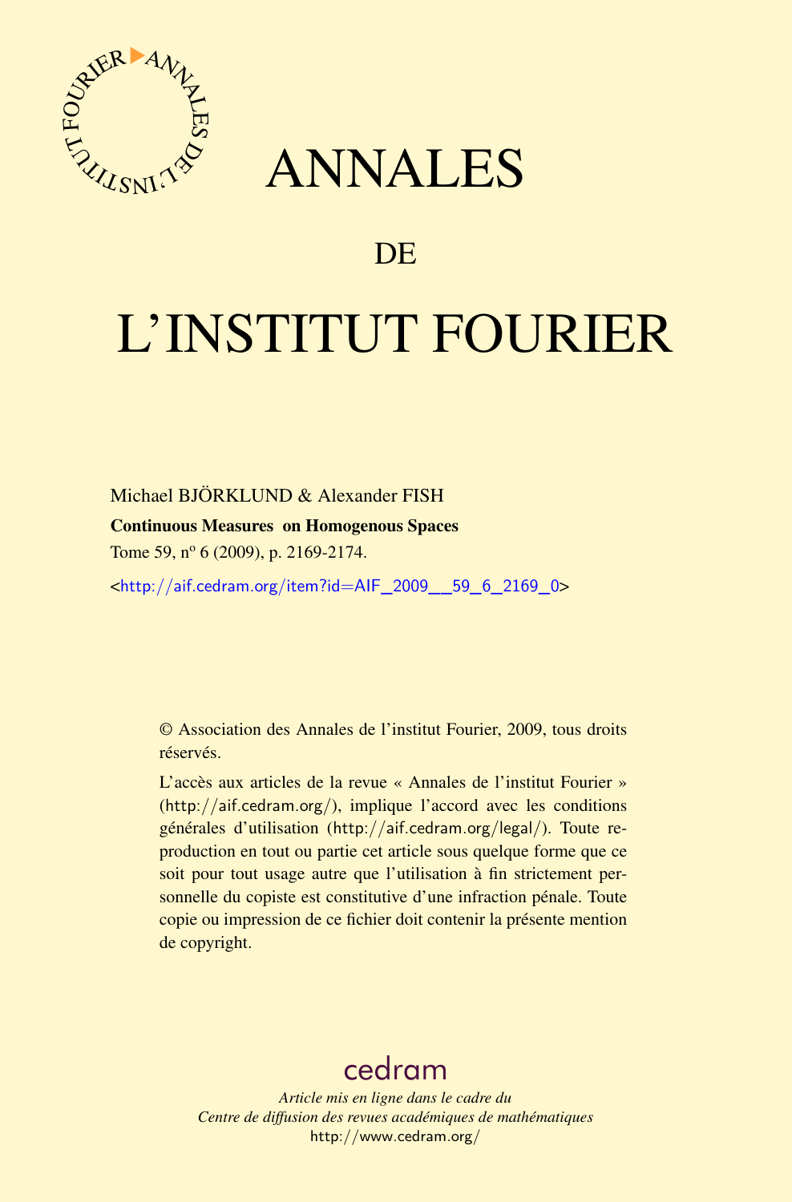# ANNALES

# DE

# L'INSTITUT FOURIER

Michael BJÖRKLUND & Alexander FISH

**Continuous Measures on Homogenous Spaces**

Tome 59, nº 6 (2009), p. 2169-2174.

<http://aif.cedram.org/item?id=AIF_2009__59_6_2169_0>

© Association des Annales de l'institut Fourier, 2009, tous droits réservés.

L'accès aux articles de la revue « Annales de l'institut Fourier » (http://aif.cedram.org/), implique l'accord avec les conditions générales d'utilisation (http://aif.cedram.org/legal/). Toute reproduction en tout ou partie cet article sous quelque forme que ce soit pour tout usage autre que l'utilisation à fin strictement personnelle du copiste est constitutive d'une infraction pénale. Toute copie ou impression de ce fichier doit contenir la présente mention de copyright.

cedram

*Article mis en ligne dans le cadre du*
*Centre de diffusion des revues académiques de mathématiques*
http://www.cedram.org/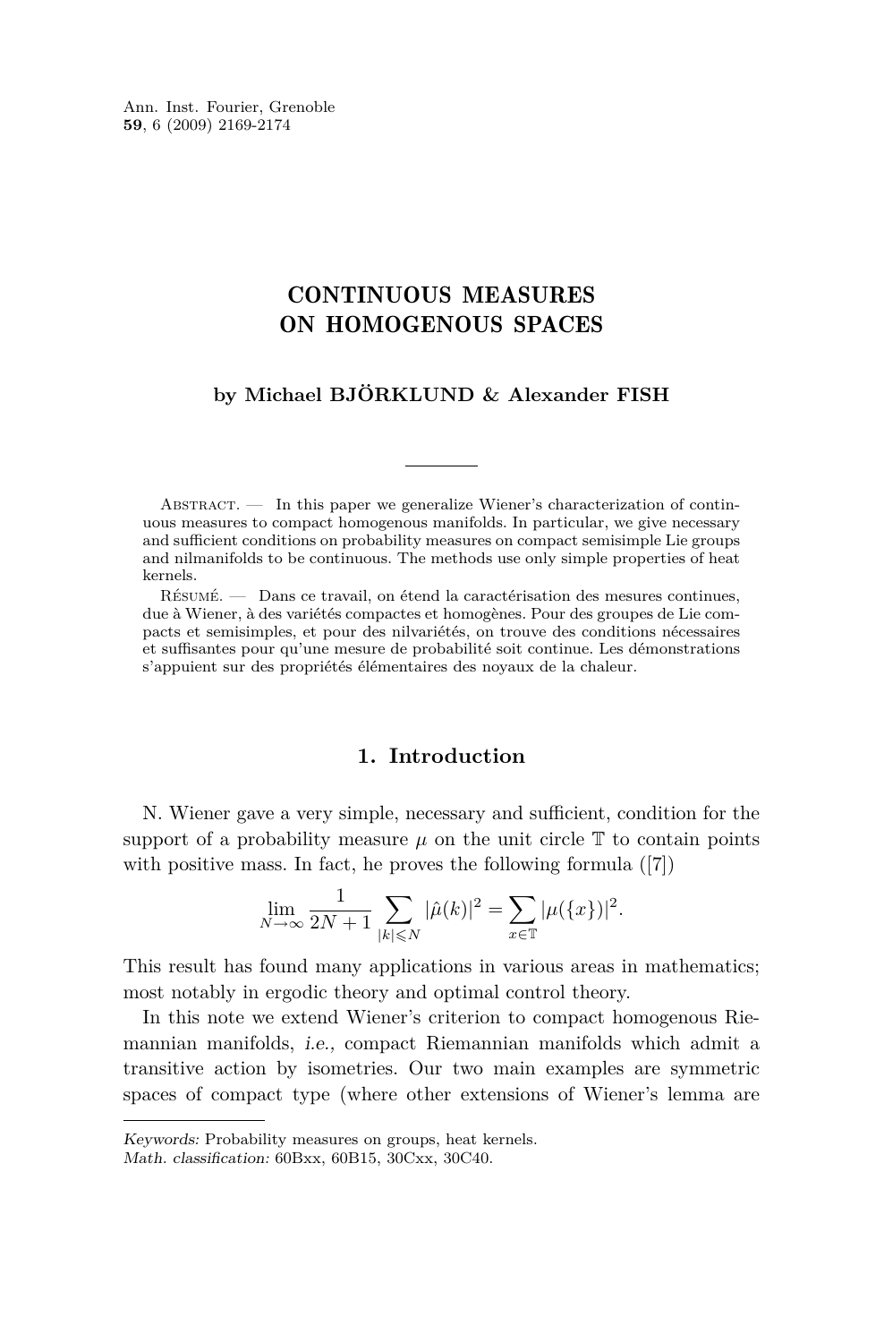Ann. Inst. Fourier, Grenoble
**59**, 6 (2009) 2169-2174

# CONTINUOUS MEASURES ON HOMOGENOUS SPACES

**by Michael BJÖRKLUND & Alexander FISH**

---

Abstract. — In this paper we generalize Wiener's characterization of continuous measures to compact homogenous manifolds. In particular, we give necessary and sufficient conditions on probability measures on compact semisimple Lie groups and nilmanifolds to be continuous. The methods use only simple properties of heat kernels.

Résumé. — Dans ce travail, on étend la caractérisation des mesures continues, due à Wiener, à des variétés compactes et homogènes. Pour des groupes de Lie compacts et semisimples, et pour des nilvariétés, on trouve des conditions nécessaires et suffisantes pour qu'une mesure de probabilité soit continue. Les démonstrations s'appuient sur des propriétés élémentaires des noyaux de la chaleur.

## 1. Introduction

N. Wiener gave a very simple, necessary and sufficient, condition for the support of a probability measure $\mu$ on the unit circle $\mathbb{T}$ to contain points with positive mass. In fact, he proves the following formula ([7])

$$\lim_{N\to\infty} \frac{1}{2N+1} \sum_{|k|\leqslant N} |\hat{\mu}(k)|^2 = \sum_{x\in\mathbb{T}} |\mu(\{x\})|^2.$$

This result has found many applications in various areas in mathematics; most notably in ergodic theory and optimal control theory.

In this note we extend Wiener's criterion to compact homogenous Riemannian manifolds, *i.e.*, compact Riemannian manifolds which admit a transitive action by isometries. Our two main examples are symmetric spaces of compact type (where other extensions of Wiener's lemma are

*Keywords:* Probability measures on groups, heat kernels.
*Math. classification:* 60Bxx, 60B15, 30Cxx, 30C40.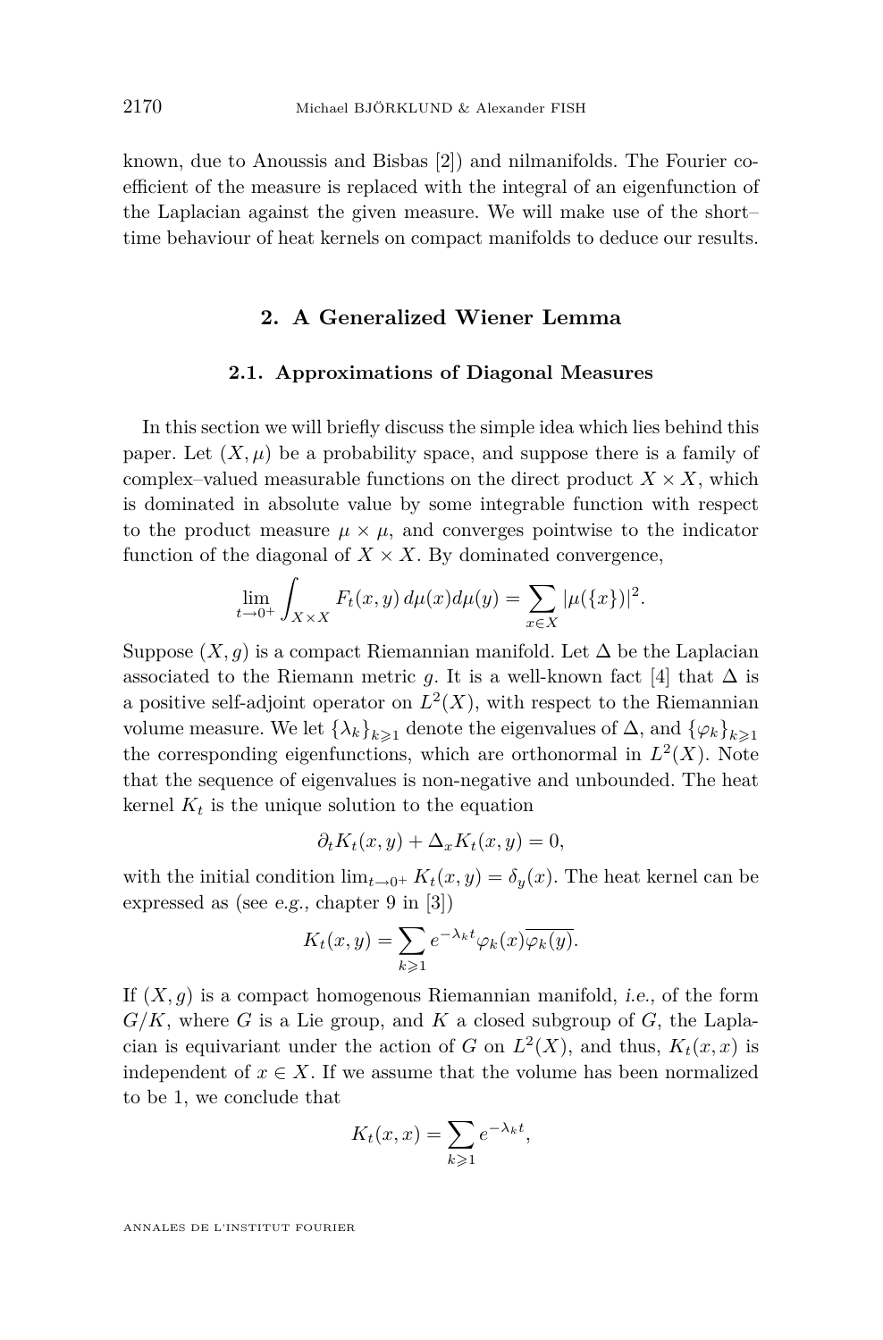known, due to Anoussis and Bisbas [2]) and nilmanifolds. The Fourier coefficient of the measure is replaced with the integral of an eigenfunction of the Laplacian against the given measure. We will make use of the short–time behaviour of heat kernels on compact manifolds to deduce our results.

## 2. A Generalized Wiener Lemma

### 2.1. Approximations of Diagonal Measures

In this section we will briefly discuss the simple idea which lies behind this paper. Let $(X,\mu)$ be a probability space, and suppose there is a family of complex–valued measurable functions on the direct product $X \times X$, which is dominated in absolute value by some integrable function with respect to the product measure $\mu \times \mu$, and converges pointwise to the indicator function of the diagonal of $X \times X$. By dominated convergence,

$$\lim_{t \to 0^+} \int_{X \times X} F_t(x,y)\, d\mu(x) d\mu(y) = \sum_{x \in X} |\mu(\{x\})|^2.$$

Suppose $(X,g)$ is a compact Riemannian manifold. Let $\Delta$ be the Laplacian associated to the Riemann metric $g$. It is a well-known fact [4] that $\Delta$ is a positive self-adjoint operator on $L^2(X)$, with respect to the Riemannian volume measure. We let $\{\lambda_k\}_{k \geqslant 1}$ denote the eigenvalues of $\Delta$, and $\{\varphi_k\}_{k \geqslant 1}$ the corresponding eigenfunctions, which are orthonormal in $L^2(X)$. Note that the sequence of eigenvalues is non-negative and unbounded. The heat kernel $K_t$ is the unique solution to the equation

$$\partial_t K_t(x,y) + \Delta_x K_t(x,y) = 0,$$

with the initial condition $\lim_{t \to 0^+} K_t(x,y) = \delta_y(x)$. The heat kernel can be expressed as (see *e.g.*, chapter 9 in [3])

$$K_t(x,y) = \sum_{k \geqslant 1} e^{-\lambda_k t} \varphi_k(x) \overline{\varphi_k(y)}.$$

If $(X,g)$ is a compact homogenous Riemannian manifold, *i.e.*, of the form $G/K$, where $G$ is a Lie group, and $K$ a closed subgroup of $G$, the Laplacian is equivariant under the action of $G$ on $L^2(X)$, and thus, $K_t(x,x)$ is independent of $x \in X$. If we assume that the volume has been normalized to be 1, we conclude that

$$K_t(x,x) = \sum_{k \geqslant 1} e^{-\lambda_k t},$$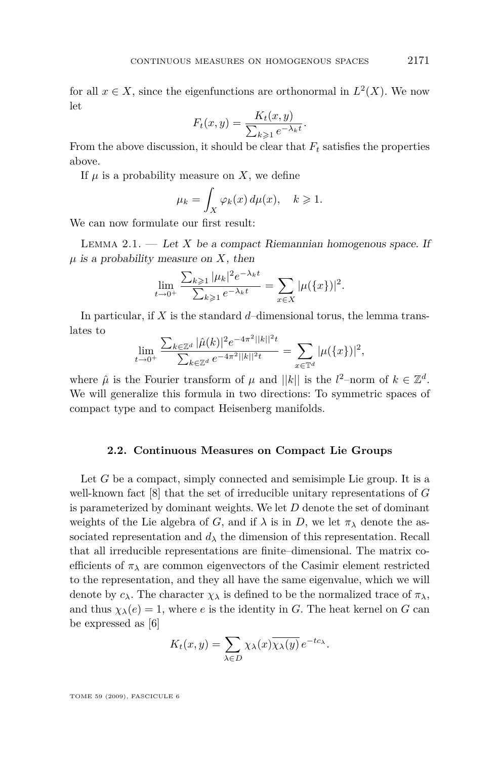for all $x \in X$, since the eigenfunctions are orthonormal in $L^2(X)$. We now let

$$F_t(x, y) = \frac{K_t(x, y)}{\sum_{k \geqslant 1} e^{-\lambda_k t}}.$$

From the above discussion, it should be clear that $F_t$ satisfies the properties above.

If $\mu$ is a probability measure on $X$, we define

$$\mu_k = \int_X \varphi_k(x)\, d\mu(x), \quad k \geqslant 1.$$

We can now formulate our first result:

Lemma 2.1. — *Let $X$ be a compact Riemannian homogenous space. If $\mu$ is a probability measure on $X$, then*

$$\lim_{t \to 0^+} \frac{\sum_{k \geqslant 1} |\mu_k|^2 e^{-\lambda_k t}}{\sum_{k \geqslant 1} e^{-\lambda_k t}} = \sum_{x \in X} |\mu(\{x\})|^2.$$

In particular, if $X$ is the standard $d$–dimensional torus, the lemma translates to

$$\lim_{t \to 0^+} \frac{\sum_{k \in \mathbb{Z}^d} |\hat{\mu}(k)|^2 e^{-4\pi^2 ||k||^2 t}}{\sum_{k \in \mathbb{Z}^d} e^{-4\pi^2 ||k||^2 t}} = \sum_{x \in \mathbb{T}^d} |\mu(\{x\})|^2,$$

where $\hat{\mu}$ is the Fourier transform of $\mu$ and $||k||$ is the $l^2$–norm of $k \in \mathbb{Z}^d$. We will generalize this formula in two directions: To symmetric spaces of compact type and to compact Heisenberg manifolds.

### 2.2. Continuous Measures on Compact Lie Groups

Let $G$ be a compact, simply connected and semisimple Lie group. It is a well-known fact [8] that the set of irreducible unitary representations of $G$ is parameterized by dominant weights. We let $D$ denote the set of dominant weights of the Lie algebra of $G$, and if $\lambda$ is in $D$, we let $\pi_\lambda$ denote the associated representation and $d_\lambda$ the dimension of this representation. Recall that all irreducible representations are finite–dimensional. The matrix coefficients of $\pi_\lambda$ are common eigenvectors of the Casimir element restricted to the representation, and they all have the same eigenvalue, which we will denote by $c_\lambda$. The character $\chi_\lambda$ is defined to be the normalized trace of $\pi_\lambda$, and thus $\chi_\lambda(e) = 1$, where $e$ is the identity in $G$. The heat kernel on $G$ can be expressed as [6]

$$K_t(x, y) = \sum_{\lambda \in D} \chi_\lambda(x) \overline{\chi_\lambda(y)}\, e^{-tc_\lambda}.$$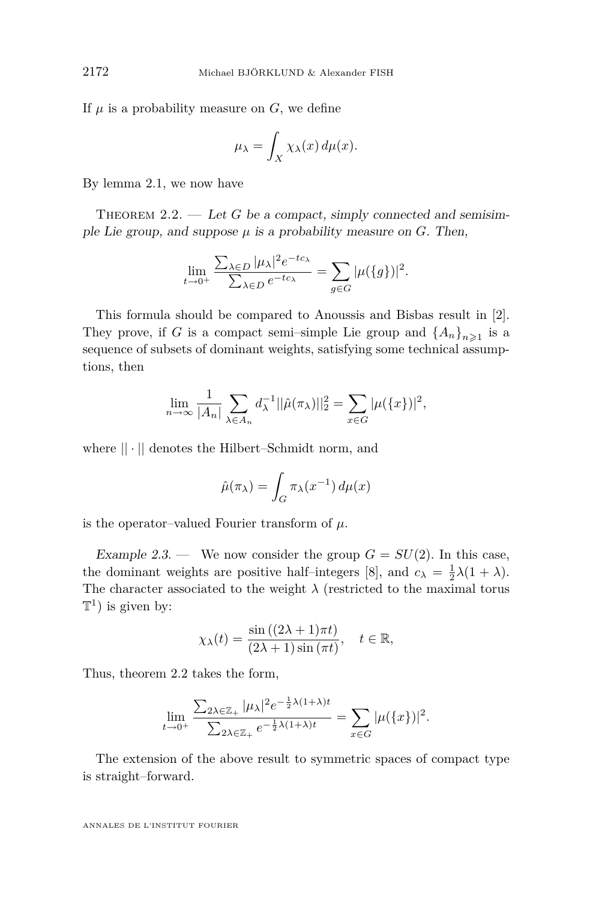If $\mu$ is a probability measure on $G$, we define

$$\mu_\lambda = \int_X \chi_\lambda(x)\, d\mu(x).$$

By lemma 2.1, we now have

Theorem 2.2. — *Let $G$ be a compact, simply connected and semisimple Lie group, and suppose $\mu$ is a probability measure on $G$. Then,*

$$\lim_{t\to 0^+} \frac{\sum_{\lambda\in D} |\mu_\lambda|^2 e^{-tc_\lambda}}{\sum_{\lambda\in D} e^{-tc_\lambda}} = \sum_{g\in G} |\mu(\{g\})|^2.$$

This formula should be compared to Anoussis and Bisbas result in [2]. They prove, if $G$ is a compact semi–simple Lie group and $\{A_n\}_{n\geqslant 1}$ is a sequence of subsets of dominant weights, satisfying some technical assumptions, then

$$\lim_{n\to\infty} \frac{1}{|A_n|} \sum_{\lambda\in A_n} d_\lambda^{-1} ||\hat{\mu}(\pi_\lambda)||_2^2 = \sum_{x\in G} |\mu(\{x\})|^2,$$

where $||\cdot||$ denotes the Hilbert–Schmidt norm, and

$$\hat{\mu}(\pi_\lambda) = \int_G \pi_\lambda(x^{-1})\, d\mu(x)$$

is the operator–valued Fourier transform of $\mu$.

*Example 2.3.* — We now consider the group $G = SU(2)$. In this case, the dominant weights are positive half–integers [8], and $c_\lambda = \frac{1}{2}\lambda(1+\lambda)$. The character associated to the weight $\lambda$ (restricted to the maximal torus $\mathbb{T}^1$) is given by:

$$\chi_\lambda(t) = \frac{\sin\left((2\lambda+1)\pi t\right)}{(2\lambda+1)\sin(\pi t)}, \quad t\in\mathbb{R},$$

Thus, theorem 2.2 takes the form,

$$\lim_{t\to 0^+} \frac{\sum_{2\lambda\in\mathbb{Z}_+} |\mu_\lambda|^2 e^{-\frac{1}{2}\lambda(1+\lambda)t}}{\sum_{2\lambda\in\mathbb{Z}_+} e^{-\frac{1}{2}\lambda(1+\lambda)t}} = \sum_{x\in G} |\mu(\{x\})|^2.$$

The extension of the above result to symmetric spaces of compact type is straight–forward.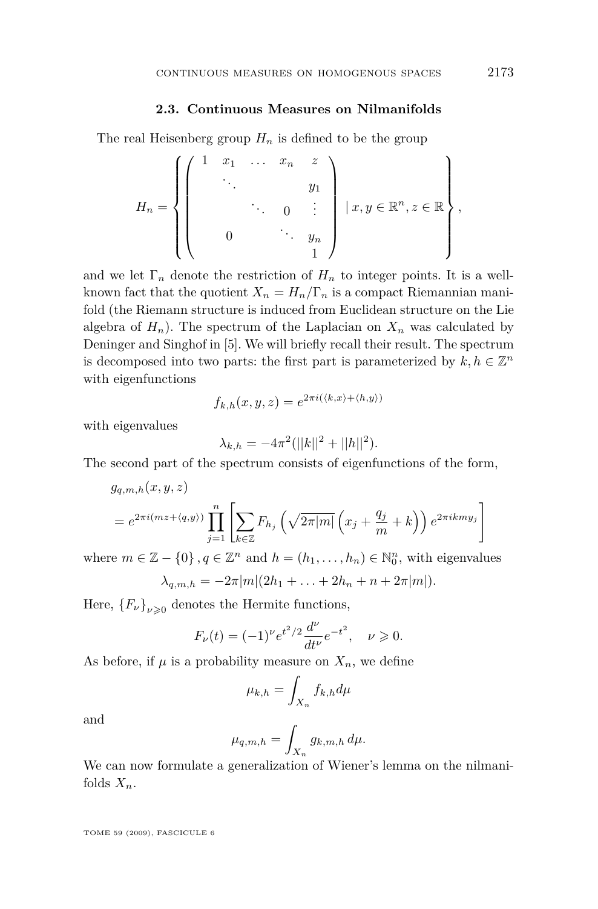### 2.3. Continuous Measures on Nilmanifolds

The real Heisenberg group $H_n$ is defined to be the group

$$H_n = \left\{ \begin{pmatrix} 1 & x_1 & \dots & x_n & z \\ & \ddots & & & y_1 \\ & & \ddots & 0 & \vdots \\ & 0 & & \ddots & y_n \\ & & & & 1 \end{pmatrix} \mid x, y \in \mathbb{R}^n, z \in \mathbb{R} \right\},$$

and we let $\Gamma_n$ denote the restriction of $H_n$ to integer points. It is a well-known fact that the quotient $X_n = H_n/\Gamma_n$ is a compact Riemannian manifold (the Riemann structure is induced from Euclidean structure on the Lie algebra of $H_n$). The spectrum of the Laplacian on $X_n$ was calculated by Deninger and Singhof in [5]. We will briefly recall their result. The spectrum is decomposed into two parts: the first part is parameterized by $k, h \in \mathbb{Z}^n$ with eigenfunctions

$$f_{k,h}(x,y,z) = e^{2\pi i(\langle k,x\rangle + \langle h,y\rangle)}$$

with eigenvalues

$$\lambda_{k,h} = -4\pi^2(||k||^2 + ||h||^2).$$

The second part of the spectrum consists of eigenfunctions of the form,

$$g_{q,m,h}(x,y,z) = e^{2\pi i(mz + \langle q,y\rangle)} \prod_{j=1}^{n} \left[ \sum_{k\in\mathbb{Z}} F_{h_j}\left(\sqrt{2\pi|m|}\left(x_j + \frac{q_j}{m} + k\right)\right) e^{2\pi i k m y_j} \right]$$

where $m \in \mathbb{Z} - \{0\}$, $q \in \mathbb{Z}^n$ and $h = (h_1, \dots, h_n) \in \mathbb{N}_0^n$, with eigenvalues

$$\lambda_{q,m,h} = -2\pi|m|(2h_1 + \ldots + 2h_n + n + 2\pi|m|).$$

Here, $\{F_\nu\}_{\nu \geqslant 0}$ denotes the Hermite functions,

$$F_\nu(t) = (-1)^\nu e^{t^2/2} \frac{d^\nu}{dt^\nu} e^{-t^2}, \quad \nu \geqslant 0.$$

As before, if $\mu$ is a probability measure on $X_n$, we define

$$\mu_{k,h} = \int_{X_n} f_{k,h} d\mu$$

and

$$\mu_{q,m,h} = \int_{X_n} g_{k,m,h}\, d\mu.$$

We can now formulate a generalization of Wiener's lemma on the nilmanifolds $X_n$.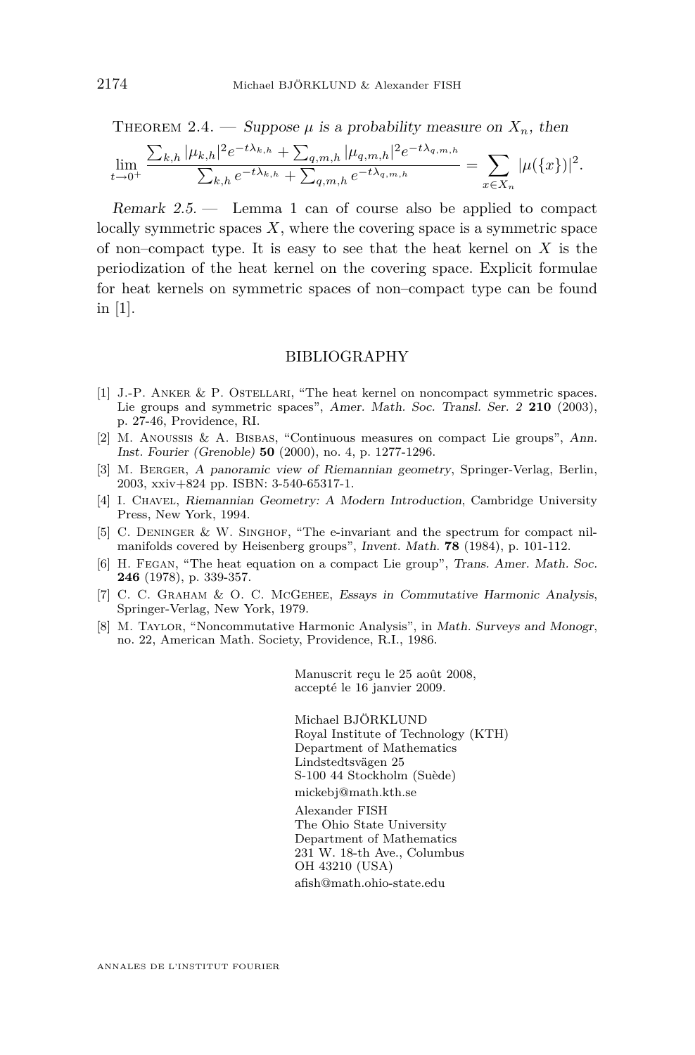Theorem 2.4. — *Suppose $\mu$ is a probability measure on $X_n$, then*

$$\lim_{t\to 0^+} \frac{\sum_{k,h} |\mu_{k,h}|^2 e^{-t\lambda_{k,h}} + \sum_{q,m,h} |\mu_{q,m,h}|^2 e^{-t\lambda_{q,m,h}}}{\sum_{k,h} e^{-t\lambda_{k,h}} + \sum_{q,m,h} e^{-t\lambda_{q,m,h}}} = \sum_{x\in X_n} |\mu(\{x\})|^2.$$

*Remark 2.5.* — Lemma 1 can of course also be applied to compact locally symmetric spaces $X$, where the covering space is a symmetric space of non–compact type. It is easy to see that the heat kernel on $X$ is the periodization of the heat kernel on the covering space. Explicit formulae for heat kernels on symmetric spaces of non–compact type can be found in [1].

## BIBLIOGRAPHY

[1] J.-P. Anker & P. Ostellari, "The heat kernel on noncompact symmetric spaces. Lie groups and symmetric spaces", *Amer. Math. Soc. Transl. Ser. 2* **210** (2003), p. 27-46, Providence, RI.

[2] M. Anoussis & A. Bisbas, "Continuous measures on compact Lie groups", *Ann. Inst. Fourier (Grenoble)* **50** (2000), no. 4, p. 1277-1296.

[3] M. Berger, *A panoramic view of Riemannian geometry*, Springer-Verlag, Berlin, 2003, xxiv+824 pp. ISBN: 3-540-65317-1.

[4] I. Chavel, *Riemannian Geometry: A Modern Introduction*, Cambridge University Press, New York, 1994.

[5] C. Deninger & W. Singhof, "The e-invariant and the spectrum for compact nilmanifolds covered by Heisenberg groups", *Invent. Math.* **78** (1984), p. 101-112.

[6] H. Fegan, "The heat equation on a compact Lie group", *Trans. Amer. Math. Soc.* **246** (1978), p. 339-357.

[7] C. C. Graham & O. C. McGehee, *Essays in Commutative Harmonic Analysis*, Springer-Verlag, New York, 1979.

[8] M. Taylor, "Noncommutative Harmonic Analysis", in *Math. Surveys and Monogr*, no. 22, American Math. Society, Providence, R.I., 1986.

Manuscrit reçu le 25 août 2008,
accepté le 16 janvier 2009.

Michael BJÖRKLUND
Royal Institute of Technology (KTH)
Department of Mathematics
Lindstedtsvägen 25
S-100 44 Stockholm (Suède)
mickebj@math.kth.se

Alexander FISH
The Ohio State University
Department of Mathematics
231 W. 18-th Ave., Columbus
OH 43210 (USA)
afish@math.ohio-state.edu